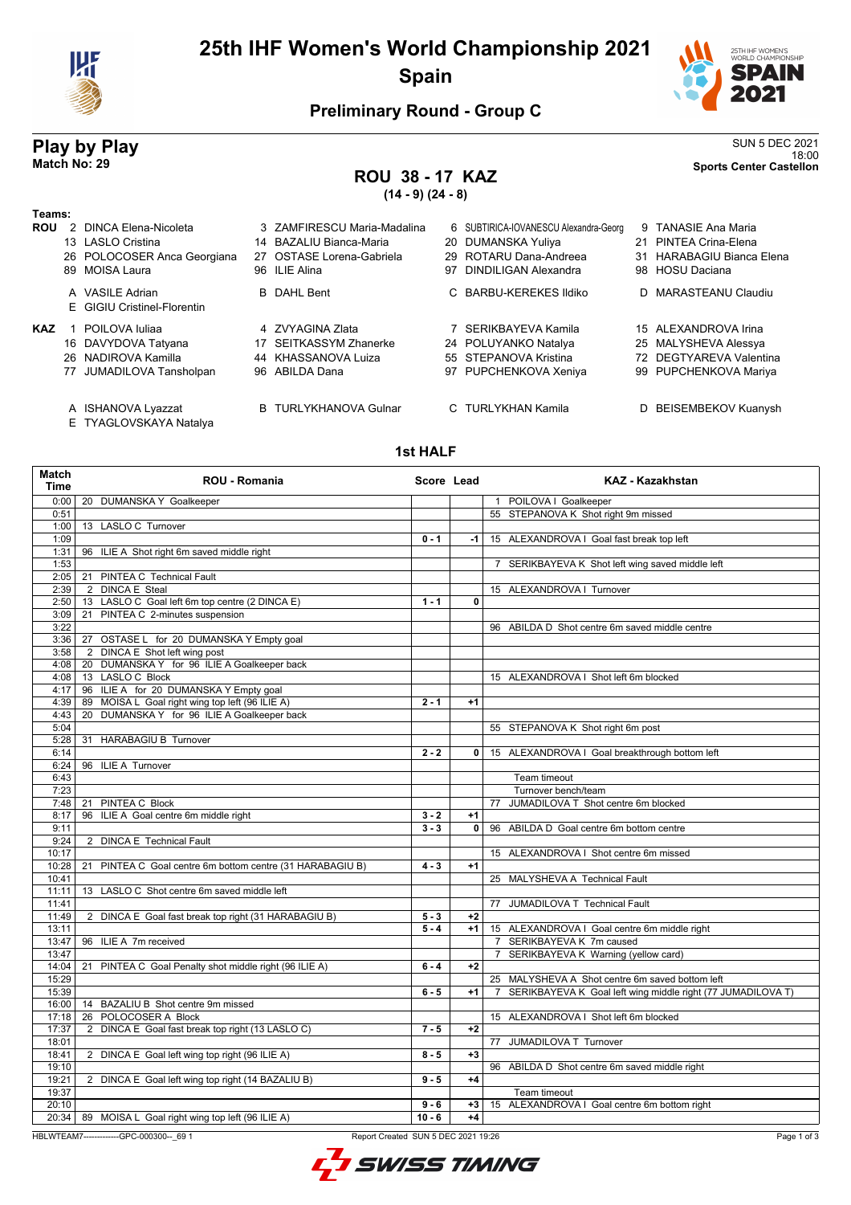# 25th IHF Women's World Championship 2021

## Spain

### Preliminary Round - Group C

## Play by Play

**Match No: 29**

SUN 5 DEC 2021
18:00
**Sports Center Castellon**

## ROU 38 - 17 KAZ

**(14 - 9) (24 - 8)**

**Teams:**

**ROU**
- 2 DINCA Elena-Nicoleta
- 3 ZAMFIRESCU Maria-Madalina
- 6 SUBTIRICA-IOVANESCU Alexandra-Georg
- 9 TANASIE Ana Maria
- 13 LASLO Cristina
- 14 BAZALIU Bianca-Maria
- 20 DUMANSKA Yuliya
- 21 PINTEA Crina-Elena
- 26 POLOCOSER Anca Georgiana
- 27 OSTASE Lorena-Gabriela
- 29 ROTARU Dana-Andreea
- 31 HARABAGIU Bianca Elena
- 89 MOISA Laura
- 96 ILIE Alina
- 97 DINDILIGAN Alexandra
- 98 HOSU Daciana

- A VASILE Adrian
- B DAHL Bent
- C BARBU-KEREKES Ildiko
- D MARASTEANU Claudiu
- E GIGIU Cristinel-Florentin

**KAZ**
- 1 POILOVA Iuliaa
- 4 ZVYAGINA Zlata
- 7 SERIKBAYEVA Kamila
- 15 ALEXANDROVA Irina
- 16 DAVYDOVA Tatyana
- 17 SEITKASSYM Zhanerke
- 24 POLUYANKO Natalya
- 25 MALYSHEVA Alessya
- 26 NADIROVA Kamilla
- 44 KHASSANOVA Luiza
- 55 STEPANOVA Kristina
- 72 DEGTYAREVA Valentina
- 77 JUMADILOVA Tansholpan
- 96 ABILDA Dana
- 97 PUPCHENKOVA Xeniya
- 99 PUPCHENKOVA Mariya

- A ISHANOVA Lyazzat
- B TURLYKHANOVA Gulnar
- C TURLYKHAN Kamila
- D BEISEMBEKOV Kuanysh
- E TYAGLOVSKAYA Natalya

### 1st HALF

| Match Time | ROU - Romania | Score | Lead | KAZ - Kazakhstan |
|---|---|---|---|---|
| 0:00 | 20 DUMANSKA Y Goalkeeper | | | 1 POILOVA I Goalkeeper |
| 0:51 | | | | 55 STEPANOVA K Shot right 9m missed |
| 1:00 | 13 LASLO C Turnover | | | |
| 1:09 | | 0 - 1 | -1 | 15 ALEXANDROVA I Goal fast break top left |
| 1:31 | 96 ILIE A Shot right 6m saved middle right | | | |
| 1:53 | | | | 7 SERIKBAYEVA K Shot left wing saved middle left |
| 2:05 | 21 PINTEA C Technical Fault | | | |
| 2:39 | 2 DINCA E Steal | | | 15 ALEXANDROVA I Turnover |
| 2:50 | 13 LASLO C Goal left 6m top centre (2 DINCA E) | 1 - 1 | 0 | |
| 3:09 | 21 PINTEA C 2-minutes suspension | | | |
| 3:22 | | | | 96 ABILDA D Shot centre 6m saved middle centre |
| 3:36 | 27 OSTASE L for 20 DUMANSKA Y Empty goal | | | |
| 3:58 | 2 DINCA E Shot left wing post | | | |
| 4:08 | 20 DUMANSKA Y for 96 ILIE A Goalkeeper back | | | |
| 4:08 | 13 LASLO C Block | | | 15 ALEXANDROVA I Shot left 6m blocked |
| 4:17 | 96 ILIE A for 20 DUMANSKA Y Empty goal | | | |
| 4:39 | 89 MOISA L Goal right wing top left (96 ILIE A) | 2 - 1 | +1 | |
| 4:43 | 20 DUMANSKA Y for 96 ILIE A Goalkeeper back | | | |
| 5:04 | | | | 55 STEPANOVA K Shot right 6m post |
| 5:28 | 31 HARABAGIU B Turnover | | | |
| 6:14 | | 2 - 2 | 0 | 15 ALEXANDROVA I Goal breakthrough bottom left |
| 6:24 | 96 ILIE A Turnover | | | |
| 6:43 | | | | Team timeout |
| 7:23 | | | | Turnover bench/team |
| 7:48 | 21 PINTEA C Block | | | 77 JUMADILOVA T Shot centre 6m blocked |
| 8:17 | 96 ILIE A Goal centre 6m middle right | 3 - 2 | +1 | |
| 9:11 | | 3 - 3 | 0 | 96 ABILDA D Goal centre 6m bottom centre |
| 9:24 | 2 DINCA E Technical Fault | | | |
| 10:17 | | | | 15 ALEXANDROVA I Shot centre 6m missed |
| 10:28 | 21 PINTEA C Goal centre 6m bottom centre (31 HARABAGIU B) | 4 - 3 | +1 | |
| 10:41 | | | | 25 MALYSHEVA A Technical Fault |
| 11:11 | 13 LASLO C Shot centre 6m saved middle left | | | |
| 11:41 | | | | 77 JUMADILOVA T Technical Fault |
| 11:49 | 2 DINCA E Goal fast break top right (31 HARABAGIU B) | 5 - 3 | +2 | |
| 13:11 | | 5 - 4 | +1 | 15 ALEXANDROVA I Goal centre 6m middle right |
| 13:47 | 96 ILIE A 7m received | | | 7 SERIKBAYEVA K 7m caused |
| 13:47 | | | | 7 SERIKBAYEVA K Warning (yellow card) |
| 14:04 | 21 PINTEA C Goal Penalty shot middle right (96 ILIE A) | 6 - 4 | +2 | |
| 15:29 | | | | 25 MALYSHEVA A Shot centre 6m saved bottom left |
| 15:39 | | 6 - 5 | +1 | 7 SERIKBAYEVA K Goal left wing middle right (77 JUMADILOVA T) |
| 16:00 | 14 BAZALIU B Shot centre 9m missed | | | |
| 17:18 | 26 POLOCOSER A Block | | | 15 ALEXANDROVA I Shot left 6m blocked |
| 17:37 | 2 DINCA E Goal fast break top right (13 LASLO C) | 7 - 5 | +2 | |
| 18:01 | | | | 77 JUMADILOVA T Turnover |
| 18:41 | 2 DINCA E Goal left wing top right (96 ILIE A) | 8 - 5 | +3 | |
| 19:10 | | | | 96 ABILDA D Shot centre 6m saved middle right |
| 19:21 | 2 DINCA E Goal left wing top right (14 BAZALIU B) | 9 - 5 | +4 | |
| 19:37 | | | | Team timeout |
| 20:10 | | 9 - 6 | +3 | 15 ALEXANDROVA I Goal centre 6m bottom right |
| 20:34 | 89 MOISA L Goal right wing top left (96 ILIE A) | 10 - 6 | +4 | |

HBLWTEAM7--------------GPC-000300--_69 1 Report Created SUN 5 DEC 2021 19:26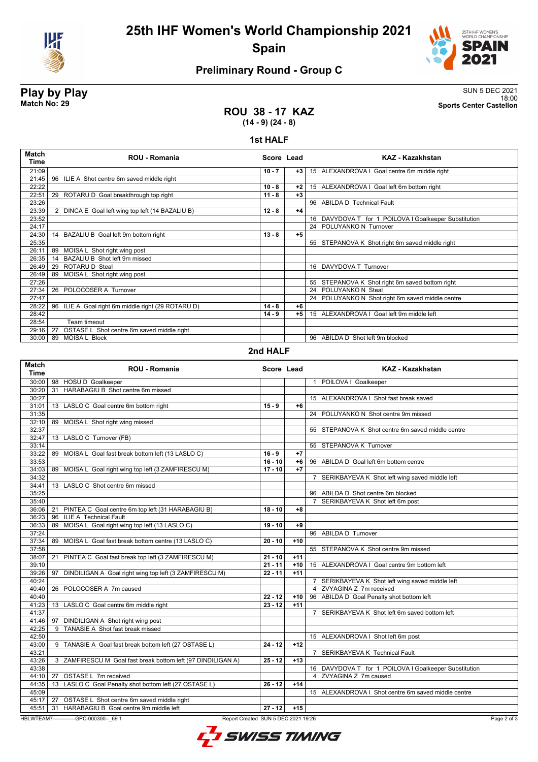# 25th IHF Women's World Championship 2021

## Spain

### Preliminary Round - Group C

**Play by Play**
**Match No: 29**

SUN 5 DEC 2021
18:00
**Sports Center Castellon**

## ROU 38 - 17 KAZ
**(14 - 9) (24 - 8)**

### 1st HALF

| Match Time | ROU - Romania | Score | Lead | KAZ - Kazakhstan |
|---|---|---|---|---|
| 21:09 | | 10 - 7 | +3 | 15 ALEXANDROVA I Goal centre 6m middle right |
| 21:45 | 96 ILIE A Shot centre 6m saved middle right | | | |
| 22:22 | | 10 - 8 | +2 | 15 ALEXANDROVA I Goal left 6m bottom right |
| 22:51 | 29 ROTARU D Goal breakthrough top right | 11 - 8 | +3 | |
| 23:26 | | | | 96 ABILDA D Technical Fault |
| 23:39 | 2 DINCA E Goal left wing top left (14 BAZALIU B) | 12 - 8 | +4 | |
| 23:52 | | | | 16 DAVYDOVA T for 1 POILOVA I Goalkeeper Substitution |
| 24:17 | | | | 24 POLUYANKO N Turnover |
| 24:30 | 14 BAZALIU B Goal left 9m bottom right | 13 - 8 | +5 | |
| 25:35 | | | | 55 STEPANOVA K Shot right 6m saved middle right |
| 26:11 | 89 MOISA L Shot right wing post | | | |
| 26:35 | 14 BAZALIU B Shot left 9m missed | | | |
| 26:49 | 29 ROTARU D Steal | | | 16 DAVYDOVA T Turnover |
| 26:49 | 89 MOISA L Shot right wing post | | | |
| 27:26 | | | | 55 STEPANOVA K Shot right 6m saved bottom right |
| 27:34 | 26 POLOCOSER A Turnover | | | 24 POLUYANKO N Steal |
| 27:47 | | | | 24 POLUYANKO N Shot right 6m saved middle centre |
| 28:22 | 96 ILIE A Goal right 6m middle right (29 ROTARU D) | 14 - 8 | +6 | |
| 28:42 | | 14 - 9 | +5 | 15 ALEXANDROVA I Goal left 9m middle left |
| 28:54 | Team timeout | | | |
| 29:16 | 27 OSTASE L Shot centre 6m saved middle right | | | |
| 30:00 | 89 MOISA L Block | | | 96 ABILDA D Shot left 9m blocked |

### 2nd HALF

| Match Time | ROU - Romania | Score | Lead | KAZ - Kazakhstan |
|---|---|---|---|---|
| 30:00 | 98 HOSU D Goalkeeper | | | 1 POILOVA I Goalkeeper |
| 30:20 | 31 HARABAGIU B Shot centre 6m missed | | | |
| 30:27 | | | | 15 ALEXANDROVA I Shot fast break saved |
| 31:01 | 13 LASLO C Goal centre 6m bottom right | 15 - 9 | +6 | |
| 31:35 | | | | 24 POLUYANKO N Shot centre 9m missed |
| 32:10 | 89 MOISA L Shot right wing missed | | | |
| 32:37 | | | | 55 STEPANOVA K Shot centre 6m saved middle centre |
| 32:47 | 13 LASLO C Turnover (FB) | | | |
| 33:14 | | | | 55 STEPANOVA K Turnover |
| 33:22 | 89 MOISA L Goal fast break bottom left (13 LASLO C) | 16 - 9 | +7 | |
| 33:53 | | 16 - 10 | +6 | 96 ABILDA D Goal left 6m bottom centre |
| 34:03 | 89 MOISA L Goal right wing top left (3 ZAMFIRESCU M) | 17 - 10 | +7 | |
| 34:32 | | | | 7 SERIKBAYEVA K Shot left wing saved middle left |
| 34:41 | 13 LASLO C Shot centre 6m missed | | | |
| 35:25 | | | | 96 ABILDA D Shot centre 6m blocked |
| 35:40 | | | | 7 SERIKBAYEVA K Shot left 6m post |
| 36:06 | 21 PINTEA C Goal centre 6m top left (31 HARABAGIU B) | 18 - 10 | +8 | |
| 36:23 | 96 ILIE A Technical Fault | | | |
| 36:33 | 89 MOISA L Goal right wing top left (13 LASLO C) | 19 - 10 | +9 | |
| 37:24 | | | | 96 ABILDA D Turnover |
| 37:34 | 89 MOISA L Goal fast break bottom centre (13 LASLO C) | 20 - 10 | +10 | |
| 37:58 | | | | 55 STEPANOVA K Shot centre 9m missed |
| 38:07 | 21 PINTEA C Goal fast break top left (3 ZAMFIRESCU M) | 21 - 10 | +11 | |
| 39:10 | | 21 - 11 | +10 | 15 ALEXANDROVA I Goal centre 9m bottom left |
| 39:26 | 97 DINDILIGAN A Goal right wing top left (3 ZAMFIRESCU M) | 22 - 11 | +11 | |
| 40:24 | | | | 7 SERIKBAYEVA K Shot left wing saved middle left |
| 40:40 | 26 POLOCOSER A 7m caused | | | 4 ZVYAGINA Z 7m received |
| 40:40 | | 22 - 12 | +10 | 96 ABILDA D Goal Penalty shot bottom left |
| 41:23 | 13 LASLO C Goal centre 6m middle right | 23 - 12 | +11 | |
| 41:37 | | | | 7 SERIKBAYEVA K Shot left 6m saved bottom left |
| 41:46 | 97 DINDILIGAN A Shot right wing post | | | |
| 42:25 | 9 TANASIE A Shot fast break missed | | | |
| 42:50 | | | | 15 ALEXANDROVA I Shot left 6m post |
| 43:00 | 9 TANASIE A Goal fast break bottom left (27 OSTASE L) | 24 - 12 | +12 | |
| 43:21 | | | | 7 SERIKBAYEVA K Technical Fault |
| 43:26 | 3 ZAMFIRESCU M Goal fast break bottom left (97 DINDILIGAN A) | 25 - 12 | +13 | |
| 43:38 | | | | 16 DAVYDOVA T for 1 POILOVA I Goalkeeper Substitution |
| 44:10 | 27 OSTASE L 7m received | | | 4 ZVYAGINA Z 7m caused |
| 44:35 | 13 LASLO C Goal Penalty shot bottom left (27 OSTASE L) | 26 - 12 | +14 | |
| 45:09 | | | | 15 ALEXANDROVA I Shot centre 6m saved middle centre |
| 45:17 | 27 OSTASE L Shot centre 6m saved middle right | | | |
| 45:51 | 31 HARABAGIU B Goal centre 9m middle left | 27 - 12 | +15 | |

HBLWTEAM7-------------GPC-000300--_69 1 Report Created SUN 5 DEC 2021 19:26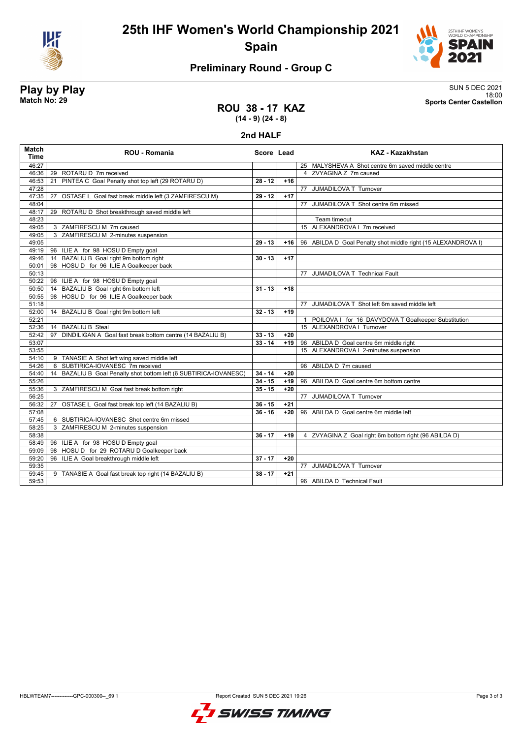# 25th IHF Women's World Championship 2021

## Spain

### Preliminary Round - Group C

**Play by Play**
**Match No: 29**

SUN 5 DEC 2021
18:00
**Sports Center Castellon**

## ROU 38 - 17 KAZ

**(14 - 9) (24 - 8)**

### 2nd HALF

| Match Time | ROU - Romania | Score | Lead | KAZ - Kazakhstan |
|---|---|---|---|---|
| 46:27 | | | | 25 MALYSHEVA A Shot centre 6m saved middle centre |
| 46:36 | 29 ROTARU D 7m received | | | 4 ZVYAGINA Z 7m caused |
| 46:53 | 21 PINTEA C Goal Penalty shot top left (29 ROTARU D) | 28 - 12 | +16 | |
| 47:28 | | | | 77 JUMADILOVA T Turnover |
| 47:35 | 27 OSTASE L Goal fast break middle left (3 ZAMFIRESCU M) | 29 - 12 | +17 | |
| 48:04 | | | | 77 JUMADILOVA T Shot centre 6m missed |
| 48:17 | 29 ROTARU D Shot breakthrough saved middle left | | | |
| 48:23 | | | | Team timeout |
| 49:05 | 3 ZAMFIRESCU M 7m caused | | | 15 ALEXANDROVA I 7m received |
| 49:05 | 3 ZAMFIRESCU M 2-minutes suspension | | | |
| 49:05 | | 29 - 13 | +16 | 96 ABILDA D Goal Penalty shot middle right (15 ALEXANDROVA I) |
| 49:19 | 96 ILIE A for 98 HOSU D Empty goal | | | |
| 49:46 | 14 BAZALIU B Goal right 9m bottom right | 30 - 13 | +17 | |
| 50:01 | 98 HOSU D for 96 ILIE A Goalkeeper back | | | |
| 50:13 | | | | 77 JUMADILOVA T Technical Fault |
| 50:22 | 96 ILIE A for 98 HOSU D Empty goal | | | |
| 50:50 | 14 BAZALIU B Goal right 6m bottom left | 31 - 13 | +18 | |
| 50:55 | 98 HOSU D for 96 ILIE A Goalkeeper back | | | |
| 51:18 | | | | 77 JUMADILOVA T Shot left 6m saved middle left |
| 52:00 | 14 BAZALIU B Goal right 9m bottom left | 32 - 13 | +19 | |
| 52:21 | | | | 1 POILOVA I for 16 DAVYDOVA T Goalkeeper Substitution |
| 52:36 | 14 BAZALIU B Steal | | | 15 ALEXANDROVA I Turnover |
| 52:42 | 97 DINDILIGAN A Goal fast break bottom centre (14 BAZALIU B) | 33 - 13 | +20 | |
| 53:07 | | 33 - 14 | +19 | 96 ABILDA D Goal centre 6m middle right |
| 53:55 | | | | 15 ALEXANDROVA I 2-minutes suspension |
| 54:10 | 9 TANASIE A Shot left wing saved middle left | | | |
| 54:26 | 6 SUBTIRICA-IOVANESC 7m received | | | 96 ABILDA D 7m caused |
| 54:40 | 14 BAZALIU B Goal Penalty shot bottom left (6 SUBTIRICA-IOVANESC) | 34 - 14 | +20 | |
| 55:26 | | 34 - 15 | +19 | 96 ABILDA D Goal centre 6m bottom centre |
| 55:36 | 3 ZAMFIRESCU M Goal fast break bottom right | 35 - 15 | +20 | |
| 56:25 | | | | 77 JUMADILOVA T Turnover |
| 56:32 | 27 OSTASE L Goal fast break top left (14 BAZALIU B) | 36 - 15 | +21 | |
| 57:08 | | 36 - 16 | +20 | 96 ABILDA D Goal centre 6m middle left |
| 57:45 | 6 SUBTIRICA-IOVANESC Shot centre 6m missed | | | |
| 58:25 | 3 ZAMFIRESCU M 2-minutes suspension | | | |
| 58:38 | | 36 - 17 | +19 | 4 ZVYAGINA Z Goal right 6m bottom right (96 ABILDA D) |
| 58:49 | 96 ILIE A for 98 HOSU D Empty goal | | | |
| 59:09 | 98 HOSU D for 29 ROTARU D Goalkeeper back | | | |
| 59:20 | 96 ILIE A Goal breakthrough middle left | 37 - 17 | +20 | |
| 59:35 | | | | 77 JUMADILOVA T Turnover |
| 59:45 | 9 TANASIE A Goal fast break top right (14 BAZALIU B) | 38 - 17 | +21 | |
| 59:53 | | | | 96 ABILDA D Technical Fault |

HBLWTEAM7-------------GPC-000300--_69 1 Report Created SUN 5 DEC 2021 19:26